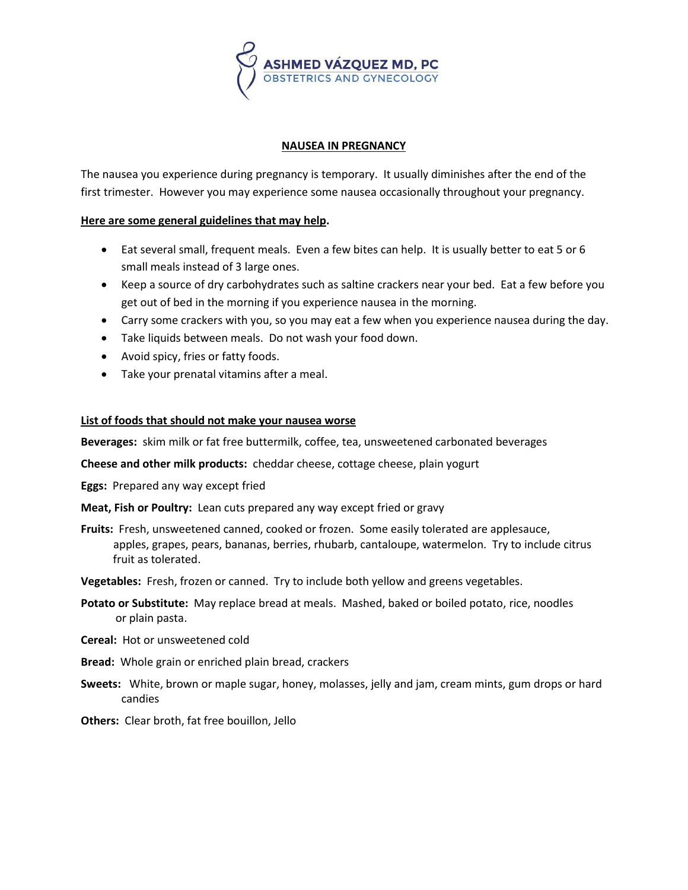**ASHMED VÁZQUEZ MD, PC**
**OBSTETRICS AND GYNECOLOGY**

## NAUSEA IN PREGNANCY

The nausea you experience during pregnancy is temporary. It usually diminishes after the end of the first trimester. However you may experience some nausea occasionally throughout your pregnancy.

**Here are some general guidelines that may help.**

- Eat several small, frequent meals. Even a few bites can help. It is usually better to eat 5 or 6 small meals instead of 3 large ones.
- Keep a source of dry carbohydrates such as saltine crackers near your bed. Eat a few before you get out of bed in the morning if you experience nausea in the morning.
- Carry some crackers with you, so you may eat a few when you experience nausea during the day.
- Take liquids between meals. Do not wash your food down.
- Avoid spicy, fries or fatty foods.
- Take your prenatal vitamins after a meal.

**List of foods that should not make your nausea worse**

**Beverages:** skim milk or fat free buttermilk, coffee, tea, unsweetened carbonated beverages

**Cheese and other milk products:** cheddar cheese, cottage cheese, plain yogurt

**Eggs:** Prepared any way except fried

**Meat, Fish or Poultry:** Lean cuts prepared any way except fried or gravy

**Fruits:** Fresh, unsweetened canned, cooked or frozen. Some easily tolerated are applesauce, apples, grapes, pears, bananas, berries, rhubarb, cantaloupe, watermelon. Try to include citrus fruit as tolerated.

**Vegetables:** Fresh, frozen or canned. Try to include both yellow and greens vegetables.

**Potato or Substitute:** May replace bread at meals. Mashed, baked or boiled potato, rice, noodles or plain pasta.

**Cereal:** Hot or unsweetened cold

**Bread:** Whole grain or enriched plain bread, crackers

**Sweets:** White, brown or maple sugar, honey, molasses, jelly and jam, cream mints, gum drops or hard candies

**Others:** Clear broth, fat free bouillon, Jello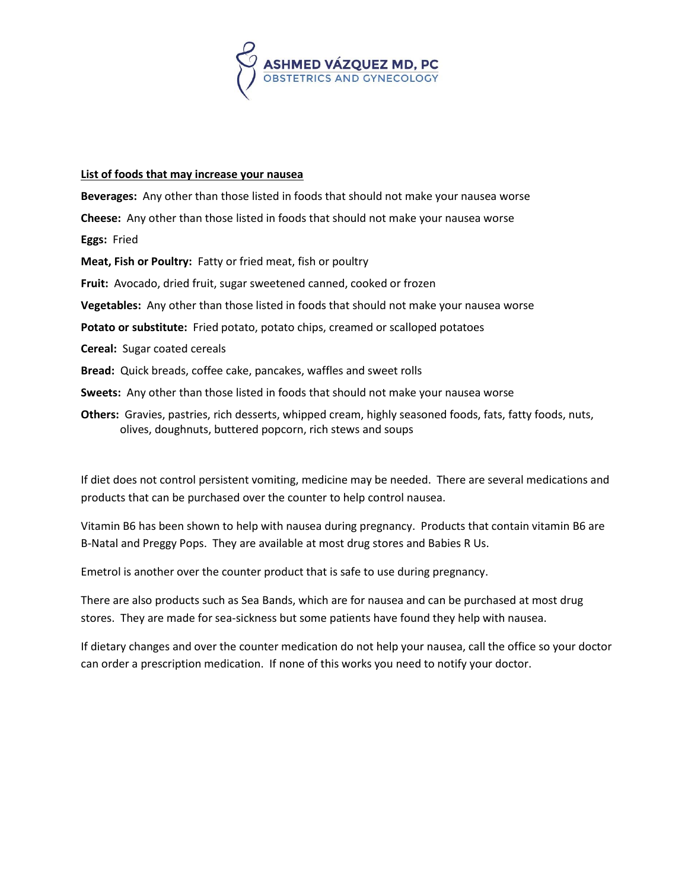**ASHMED VÁZQUEZ MD, PC**
**OBSTETRICS AND GYNECOLOGY**

**List of foods that may increase your nausea**

**Beverages:** Any other than those listed in foods that should not make your nausea worse

**Cheese:** Any other than those listed in foods that should not make your nausea worse

**Eggs:** Fried

**Meat, Fish or Poultry:** Fatty or fried meat, fish or poultry

**Fruit:** Avocado, dried fruit, sugar sweetened canned, cooked or frozen

**Vegetables:** Any other than those listed in foods that should not make your nausea worse

**Potato or substitute:** Fried potato, potato chips, creamed or scalloped potatoes

**Cereal:** Sugar coated cereals

**Bread:** Quick breads, coffee cake, pancakes, waffles and sweet rolls

**Sweets:** Any other than those listed in foods that should not make your nausea worse

**Others:** Gravies, pastries, rich desserts, whipped cream, highly seasoned foods, fats, fatty foods, nuts, olives, doughnuts, buttered popcorn, rich stews and soups

If diet does not control persistent vomiting, medicine may be needed. There are several medications and products that can be purchased over the counter to help control nausea.

Vitamin B6 has been shown to help with nausea during pregnancy. Products that contain vitamin B6 are B-Natal and Preggy Pops. They are available at most drug stores and Babies R Us.

Emetrol is another over the counter product that is safe to use during pregnancy.

There are also products such as Sea Bands, which are for nausea and can be purchased at most drug stores. They are made for sea-sickness but some patients have found they help with nausea.

If dietary changes and over the counter medication do not help your nausea, call the office so your doctor can order a prescription medication. If none of this works you need to notify your doctor.